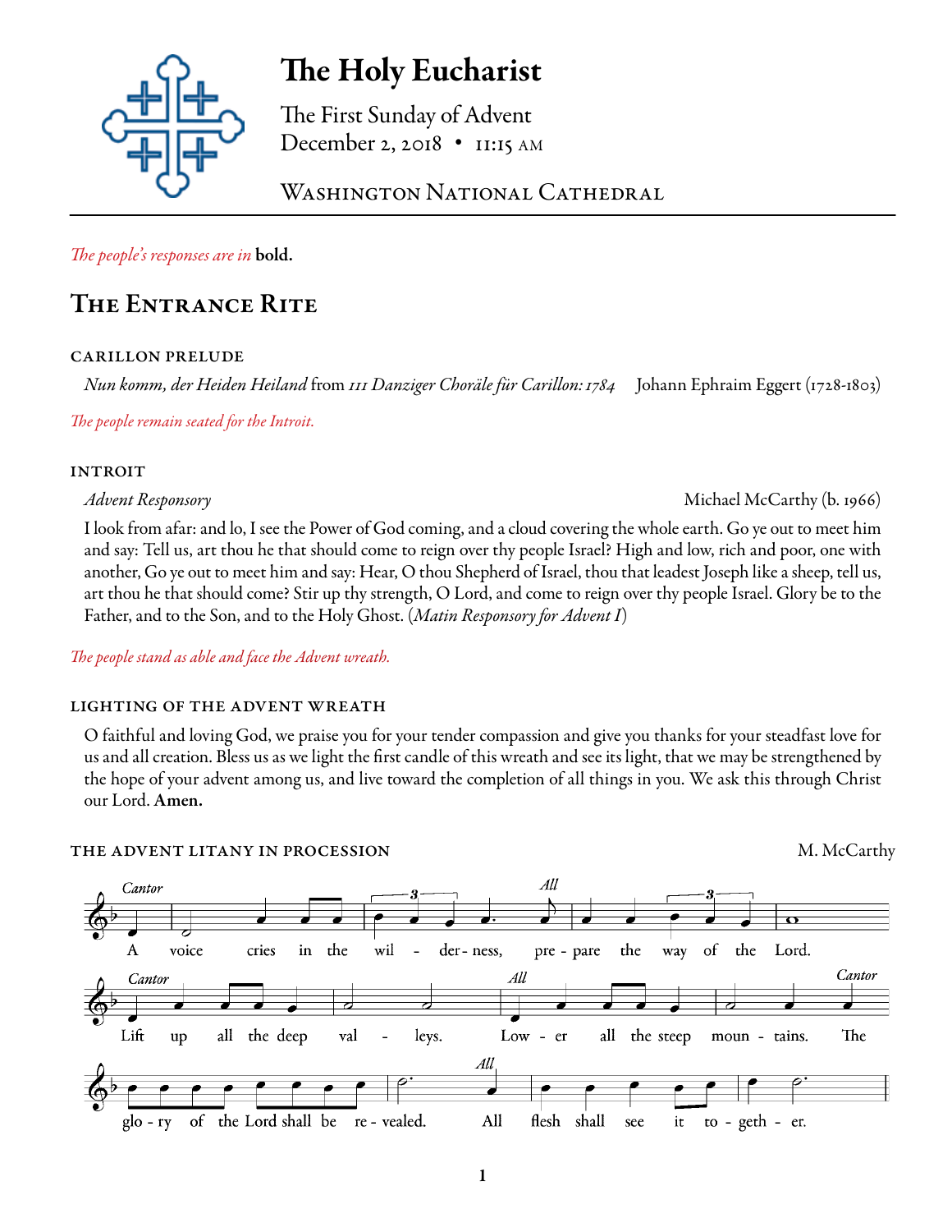# The Holy Eucharist

The First Sunday of Advent
December 2, 2018 • 11:15 AM

Washington National Cathedral

*The people's responses are in* **bold.**

## The Entrance Rite

### CARILLON PRELUDE

*Nun komm, der Heiden Heiland* from *111 Danziger Choräle für Carillon: 1784* — Johann Ephraim Eggert (1728-1803)

*The people remain seated for the Introit.*

### INTROIT

*Advent Responsory* — Michael McCarthy (b. 1966)

I look from afar: and lo, I see the Power of God coming, and a cloud covering the whole earth. Go ye out to meet him and say: Tell us, art thou he that should come to reign over thy people Israel? High and low, rich and poor, one with another, Go ye out to meet him and say: Hear, O thou Shepherd of Israel, thou that leadest Joseph like a sheep, tell us, art thou he that should come? Stir up thy strength, O Lord, and come to reign over thy people Israel. Glory be to the Father, and to the Son, and to the Holy Ghost. (*Matin Responsory for Advent I*)

*The people stand as able and face the Advent wreath.*

### LIGHTING OF THE ADVENT WREATH

O faithful and loving God, we praise you for your tender compassion and give you thanks for your steadfast love for us and all creation. Bless us as we light the first candle of this wreath and see its light, that we may be strengthened by the hope of your advent among us, and live toward the completion of all things in you. We ask this through Christ our Lord. **Amen.**

### THE ADVENT LITANY IN PROCESSION

M. McCarthy

*Cantor* A voice cries in the wilderness, *All* prepare the way of the Lord.

*Cantor* Lift up all the deep valleys. *All* Lower all the steep mountains.

*Cantor* The glory of the Lord shall be revealed. *All* All flesh shall see it together.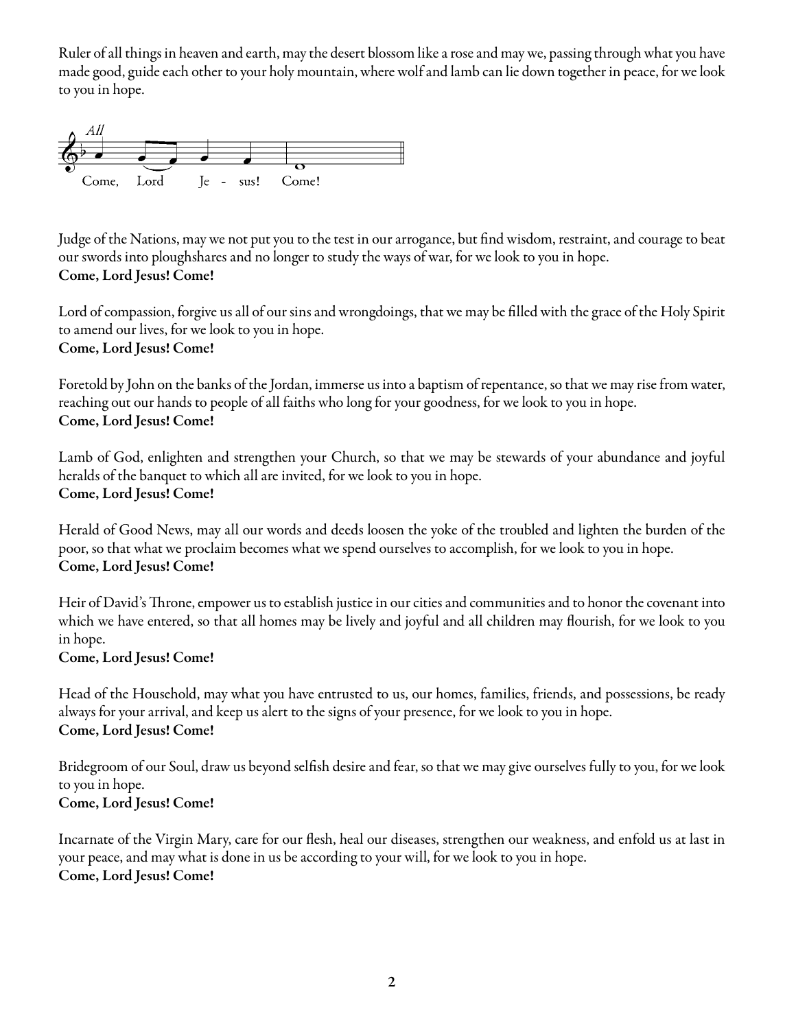Ruler of all things in heaven and earth, may the desert blossom like a rose and may we, passing through what you have made good, guide each other to your holy mountain, where wolf and lamb can lie down together in peace, for we look to you in hope.

*All*

Come, Lord Je - sus! Come!

Judge of the Nations, may we not put you to the test in our arrogance, but find wisdom, restraint, and courage to beat our swords into ploughshares and no longer to study the ways of war, for we look to you in hope.
**Come, Lord Jesus! Come!**

Lord of compassion, forgive us all of our sins and wrongdoings, that we may be filled with the grace of the Holy Spirit to amend our lives, for we look to you in hope.
**Come, Lord Jesus! Come!**

Foretold by John on the banks of the Jordan, immerse us into a baptism of repentance, so that we may rise from water, reaching out our hands to people of all faiths who long for your goodness, for we look to you in hope.
**Come, Lord Jesus! Come!**

Lamb of God, enlighten and strengthen your Church, so that we may be stewards of your abundance and joyful heralds of the banquet to which all are invited, for we look to you in hope.
**Come, Lord Jesus! Come!**

Herald of Good News, may all our words and deeds loosen the yoke of the troubled and lighten the burden of the poor, so that what we proclaim becomes what we spend ourselves to accomplish, for we look to you in hope.
**Come, Lord Jesus! Come!**

Heir of David's Throne, empower us to establish justice in our cities and communities and to honor the covenant into which we have entered, so that all homes may be lively and joyful and all children may flourish, for we look to you in hope.
**Come, Lord Jesus! Come!**

Head of the Household, may what you have entrusted to us, our homes, families, friends, and possessions, be ready always for your arrival, and keep us alert to the signs of your presence, for we look to you in hope.
**Come, Lord Jesus! Come!**

Bridegroom of our Soul, draw us beyond selfish desire and fear, so that we may give ourselves fully to you, for we look to you in hope.
**Come, Lord Jesus! Come!**

Incarnate of the Virgin Mary, care for our flesh, heal our diseases, strengthen our weakness, and enfold us at last in your peace, and may what is done in us be according to your will, for we look to you in hope.
**Come, Lord Jesus! Come!**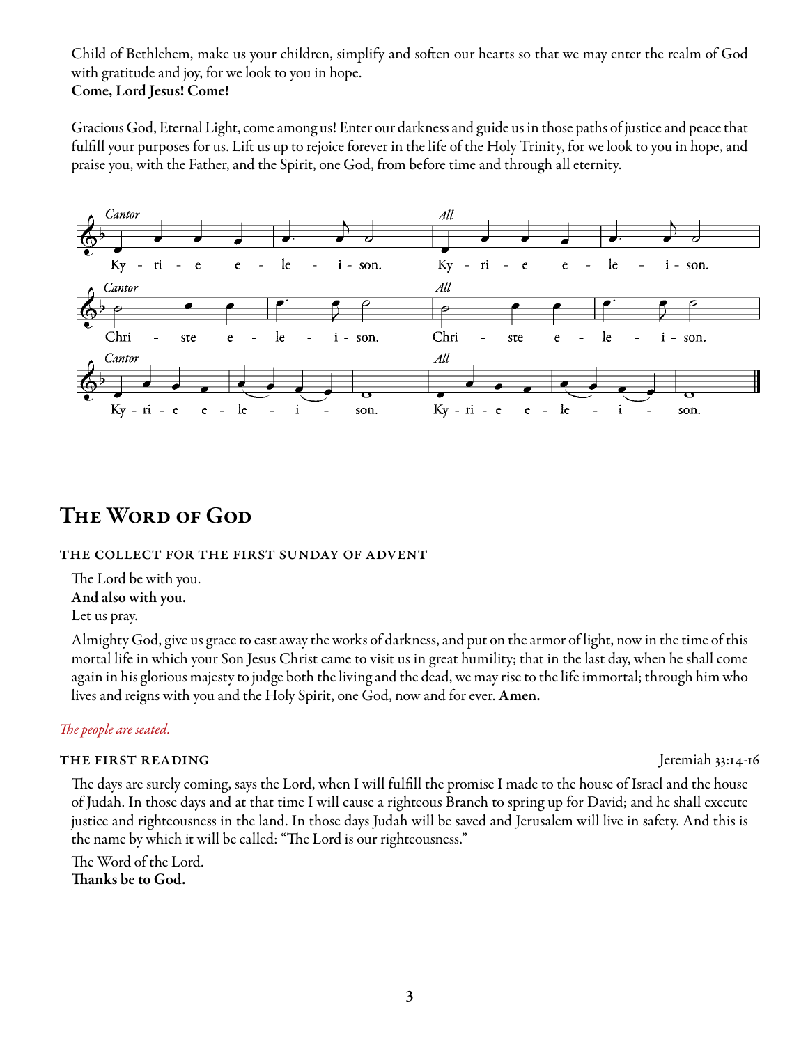Child of Bethlehem, make us your children, simplify and soften our hearts so that we may enter the realm of God with gratitude and joy, for we look to you in hope.
**Come, Lord Jesus! Come!**

Gracious God, Eternal Light, come among us! Enter our darkness and guide us in those paths of justice and peace that fulfill your purposes for us. Lift us up to rejoice forever in the life of the Holy Trinity, for we look to you in hope, and praise you, with the Father, and the Spirit, one God, from before time and through all eternity.

*Cantor* Kyrie eleison. *All* Kyrie eleison.
*Cantor* Christe eleison. *All* Christe eleison.
*Cantor* Kyrie eleison. *All* Kyrie eleison.

# The Word of God

## THE COLLECT FOR THE FIRST SUNDAY OF ADVENT

The Lord be with you.
**And also with you.**
Let us pray.

Almighty God, give us grace to cast away the works of darkness, and put on the armor of light, now in the time of this mortal life in which your Son Jesus Christ came to visit us in great humility; that in the last day, when he shall come again in his glorious majesty to judge both the living and the dead, we may rise to the life immortal; through him who lives and reigns with you and the Holy Spirit, one God, now and for ever. **Amen.**

*The people are seated.*

## THE FIRST READING — Jeremiah 33:14-16

The days are surely coming, says the Lord, when I will fulfill the promise I made to the house of Israel and the house of Judah. In those days and at that time I will cause a righteous Branch to spring up for David; and he shall execute justice and righteousness in the land. In those days Judah will be saved and Jerusalem will live in safety. And this is the name by which it will be called: "The Lord is our righteousness."

The Word of the Lord.
**Thanks be to God.**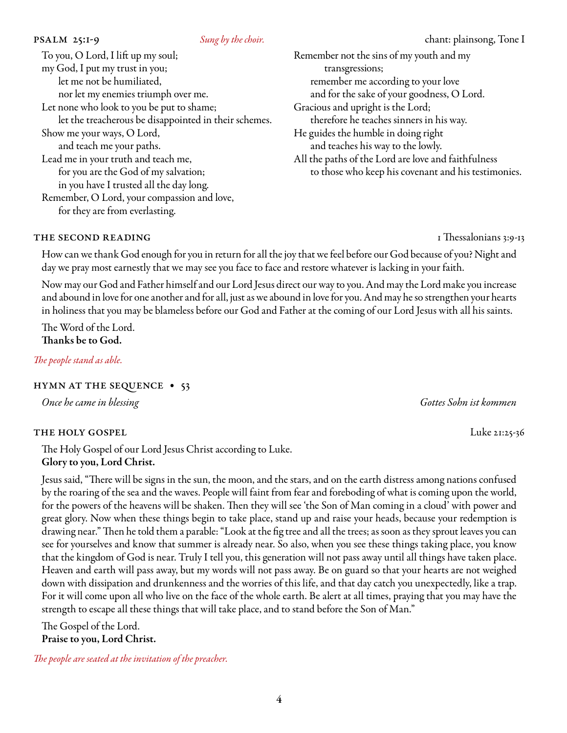## PSALM 25:1-9

*Sung by the choir.* chant: plainsong, Tone I

To you, O Lord, I lift up my soul;
my God, I put my trust in you;
   let me not be humiliated,
   nor let my enemies triumph over me.
Let none who look to you be put to shame;
   let the treacherous be disappointed in their schemes.
Show me your ways, O Lord,
   and teach me your paths.
Lead me in your truth and teach me,
   for you are the God of my salvation;
   in you have I trusted all the day long.
Remember, O Lord, your compassion and love,
   for they are from everlasting.
Remember not the sins of my youth and my
      transgressions;
   remember me according to your love
   and for the sake of your goodness, O Lord.
Gracious and upright is the Lord;
   therefore he teaches sinners in his way.
He guides the humble in doing right
   and teaches his way to the lowly.
All the paths of the Lord are love and faithfulness
   to those who keep his covenant and his testimonies.

## THE SECOND READING

1 Thessalonians 3:9-13

How can we thank God enough for you in return for all the joy that we feel before our God because of you? Night and day we pray most earnestly that we may see you face to face and restore whatever is lacking in your faith.

Now may our God and Father himself and our Lord Jesus direct our way to you. And may the Lord make you increase and abound in love for one another and for all, just as we abound in love for you. And may he so strengthen your hearts in holiness that you may be blameless before our God and Father at the coming of our Lord Jesus with all his saints.

The Word of the Lord.
**Thanks be to God.**

*The people stand as able.*

## HYMN AT THE SEQUENCE • 53

*Once he came in blessing* — *Gottes Sohn ist kommen*

## THE HOLY GOSPEL

Luke 21:25-36

The Holy Gospel of our Lord Jesus Christ according to Luke.
**Glory to you, Lord Christ.**

Jesus said, "There will be signs in the sun, the moon, and the stars, and on the earth distress among nations confused by the roaring of the sea and the waves. People will faint from fear and foreboding of what is coming upon the world, for the powers of the heavens will be shaken. Then they will see 'the Son of Man coming in a cloud' with power and great glory. Now when these things begin to take place, stand up and raise your heads, because your redemption is drawing near." Then he told them a parable: "Look at the fig tree and all the trees; as soon as they sprout leaves you can see for yourselves and know that summer is already near. So also, when you see these things taking place, you know that the kingdom of God is near. Truly I tell you, this generation will not pass away until all things have taken place. Heaven and earth will pass away, but my words will not pass away. Be on guard so that your hearts are not weighed down with dissipation and drunkenness and the worries of this life, and that day catch you unexpectedly, like a trap. For it will come upon all who live on the face of the whole earth. Be alert at all times, praying that you may have the strength to escape all these things that will take place, and to stand before the Son of Man."

The Gospel of the Lord.
**Praise to you, Lord Christ.**

*The people are seated at the invitation of the preacher.*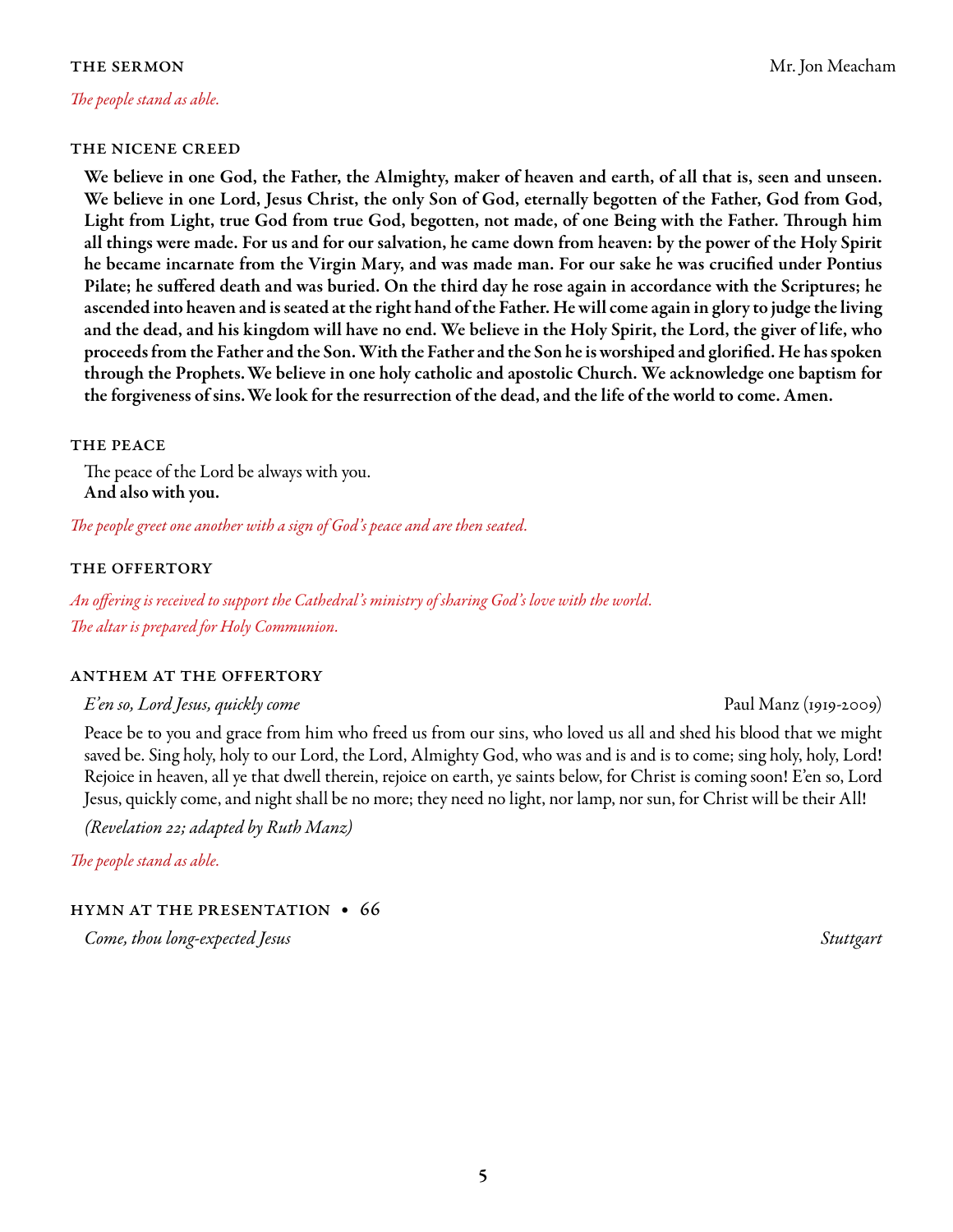### THE SERMON — Mr. Jon Meacham

*The people stand as able.*

### THE NICENE CREED

**We believe in one God, the Father, the Almighty, maker of heaven and earth, of all that is, seen and unseen. We believe in one Lord, Jesus Christ, the only Son of God, eternally begotten of the Father, God from God, Light from Light, true God from true God, begotten, not made, of one Being with the Father. Through him all things were made. For us and for our salvation, he came down from heaven: by the power of the Holy Spirit he became incarnate from the Virgin Mary, and was made man. For our sake he was crucified under Pontius Pilate; he suffered death and was buried. On the third day he rose again in accordance with the Scriptures; he ascended into heaven and is seated at the right hand of the Father. He will come again in glory to judge the living and the dead, and his kingdom will have no end. We believe in the Holy Spirit, the Lord, the giver of life, who proceeds from the Father and the Son. With the Father and the Son he is worshiped and glorified. He has spoken through the Prophets. We believe in one holy catholic and apostolic Church. We acknowledge one baptism for the forgiveness of sins. We look for the resurrection of the dead, and the life of the world to come. Amen.**

### THE PEACE

The peace of the Lord be always with you.
**And also with you.**

*The people greet one another with a sign of God's peace and are then seated.*

### THE OFFERTORY

*An offering is received to support the Cathedral's ministry of sharing God's love with the world.*
*The altar is prepared for Holy Communion.*

### ANTHEM AT THE OFFERTORY

*E'en so, Lord Jesus, quickly come* — Paul Manz (1919-2009)

Peace be to you and grace from him who freed us from our sins, who loved us all and shed his blood that we might saved be. Sing holy, holy to our Lord, the Lord, Almighty God, who was and is and is to come; sing holy, holy, Lord! Rejoice in heaven, all ye that dwell therein, rejoice on earth, ye saints below, for Christ is coming soon! E'en so, Lord Jesus, quickly come, and night shall be no more; they need no light, nor lamp, nor sun, for Christ will be their All!

*(Revelation 22; adapted by Ruth Manz)*

*The people stand as able.*

### HYMN AT THE PRESENTATION • 66

*Come, thou long-expected Jesus* — *Stuttgart*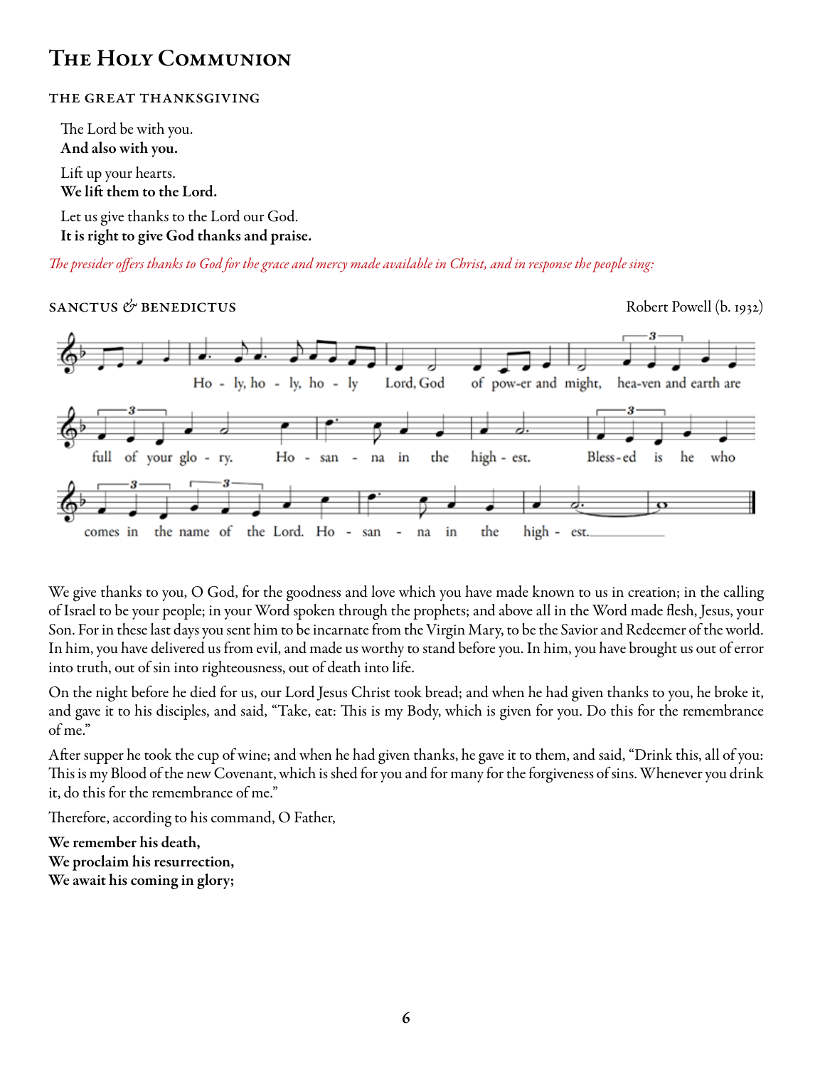# The Holy Communion

## THE GREAT THANKSGIVING

The Lord be with you.
**And also with you.**

Lift up your hearts.
**We lift them to the Lord.**

Let us give thanks to the Lord our God.
**It is right to give God thanks and praise.**

*The presider offers thanks to God for the grace and mercy made available in Christ, and in response the people sing:*

### SANCTUS & BENEDICTUS

Robert Powell (b. 1932)

Ho - ly, ho - ly, ho - ly Lord, God of pow-er and might, hea-ven and earth are full of your glo - ry. Ho - san - na in the high - est. Bless-ed is he who comes in the name of the Lord. Ho - san - na in the high - est.

We give thanks to you, O God, for the goodness and love which you have made known to us in creation; in the calling of Israel to be your people; in your Word spoken through the prophets; and above all in the Word made flesh, Jesus, your Son. For in these last days you sent him to be incarnate from the Virgin Mary, to be the Savior and Redeemer of the world. In him, you have delivered us from evil, and made us worthy to stand before you. In him, you have brought us out of error into truth, out of sin into righteousness, out of death into life.

On the night before he died for us, our Lord Jesus Christ took bread; and when he had given thanks to you, he broke it, and gave it to his disciples, and said, "Take, eat: This is my Body, which is given for you. Do this for the remembrance of me."

After supper he took the cup of wine; and when he had given thanks, he gave it to them, and said, "Drink this, all of you: This is my Blood of the new Covenant, which is shed for you and for many for the forgiveness of sins. Whenever you drink it, do this for the remembrance of me."

Therefore, according to his command, O Father,

**We remember his death,**
**We proclaim his resurrection,**
**We await his coming in glory;**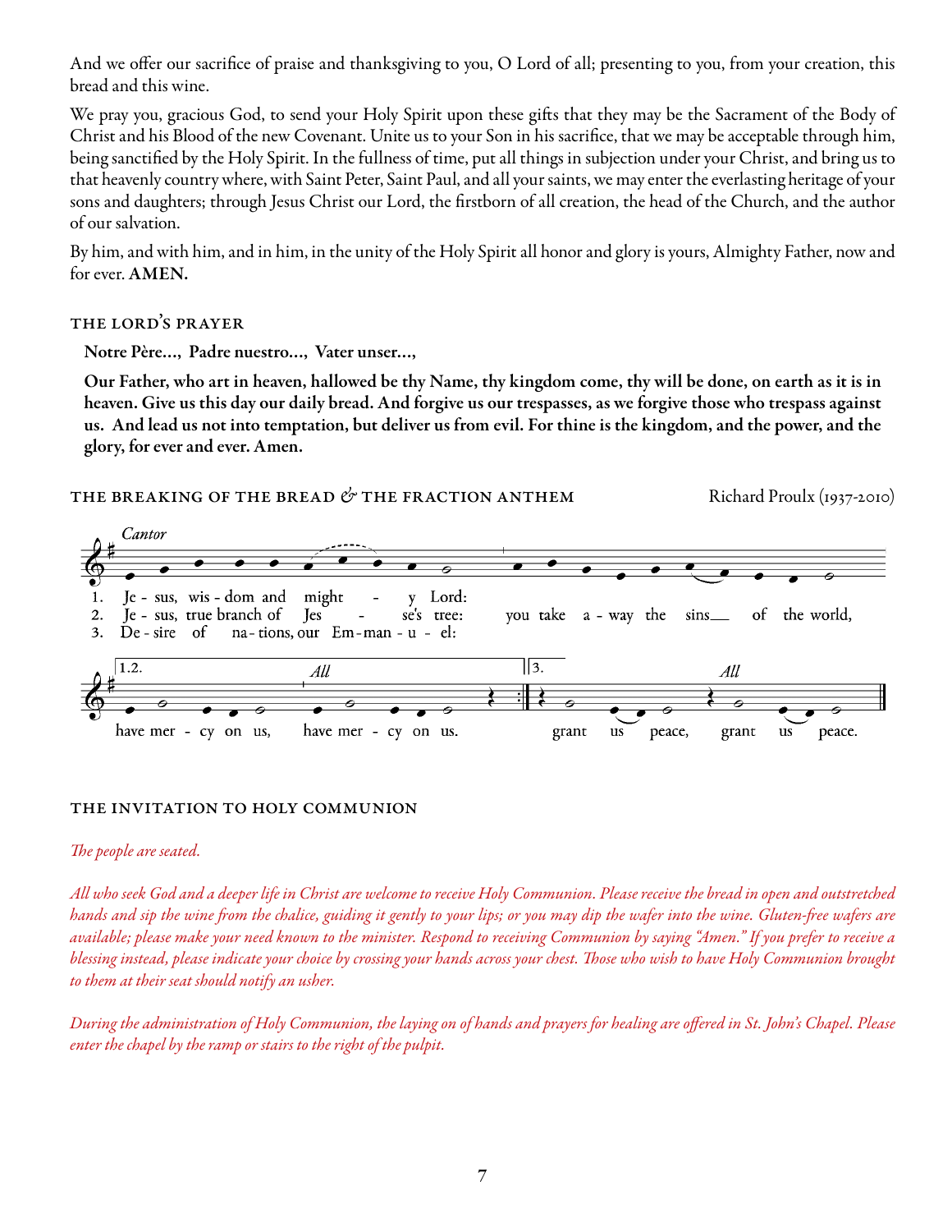And we offer our sacrifice of praise and thanksgiving to you, O Lord of all; presenting to you, from your creation, this bread and this wine.

We pray you, gracious God, to send your Holy Spirit upon these gifts that they may be the Sacrament of the Body of Christ and his Blood of the new Covenant. Unite us to your Son in his sacrifice, that we may be acceptable through him, being sanctified by the Holy Spirit. In the fullness of time, put all things in subjection under your Christ, and bring us to that heavenly country where, with Saint Peter, Saint Paul, and all your saints, we may enter the everlasting heritage of your sons and daughters; through Jesus Christ our Lord, the firstborn of all creation, the head of the Church, and the author of our salvation.

By him, and with him, and in him, in the unity of the Holy Spirit all honor and glory is yours, Almighty Father, now and for ever. **AMEN.**

### THE LORD'S PRAYER

**Notre Père..., Padre nuestro..., Vater unser...,**

**Our Father, who art in heaven, hallowed be thy Name, thy kingdom come, thy will be done, on earth as it is in heaven. Give us this day our daily bread. And forgive us our trespasses, as we forgive those who trespass against us. And lead us not into temptation, but deliver us from evil. For thine is the kingdom, and the power, and the glory, for ever and ever. Amen.**

### THE BREAKING OF THE BREAD & THE FRACTION ANTHEM

Richard Proulx (1937-2010)

*Cantor*

1. Je - sus, wis - dom and might - y Lord:
2. Je - sus, true branch of Jes - se's tree: you take a - way the sins of the world,
3. De - sire of na - tions, our Em - man - u - el:

1.2. have mer - cy on us, *All* have mer - cy on us.

3. grant us peace, *All* grant us peace.

### THE INVITATION TO HOLY COMMUNION

*The people are seated.*

*All who seek God and a deeper life in Christ are welcome to receive Holy Communion. Please receive the bread in open and outstretched hands and sip the wine from the chalice, guiding it gently to your lips; or you may dip the wafer into the wine. Gluten-free wafers are available; please make your need known to the minister. Respond to receiving Communion by saying "Amen." If you prefer to receive a blessing instead, please indicate your choice by crossing your hands across your chest. Those who wish to have Holy Communion brought to them at their seat should notify an usher.*

*During the administration of Holy Communion, the laying on of hands and prayers for healing are offered in St. John's Chapel. Please enter the chapel by the ramp or stairs to the right of the pulpit.*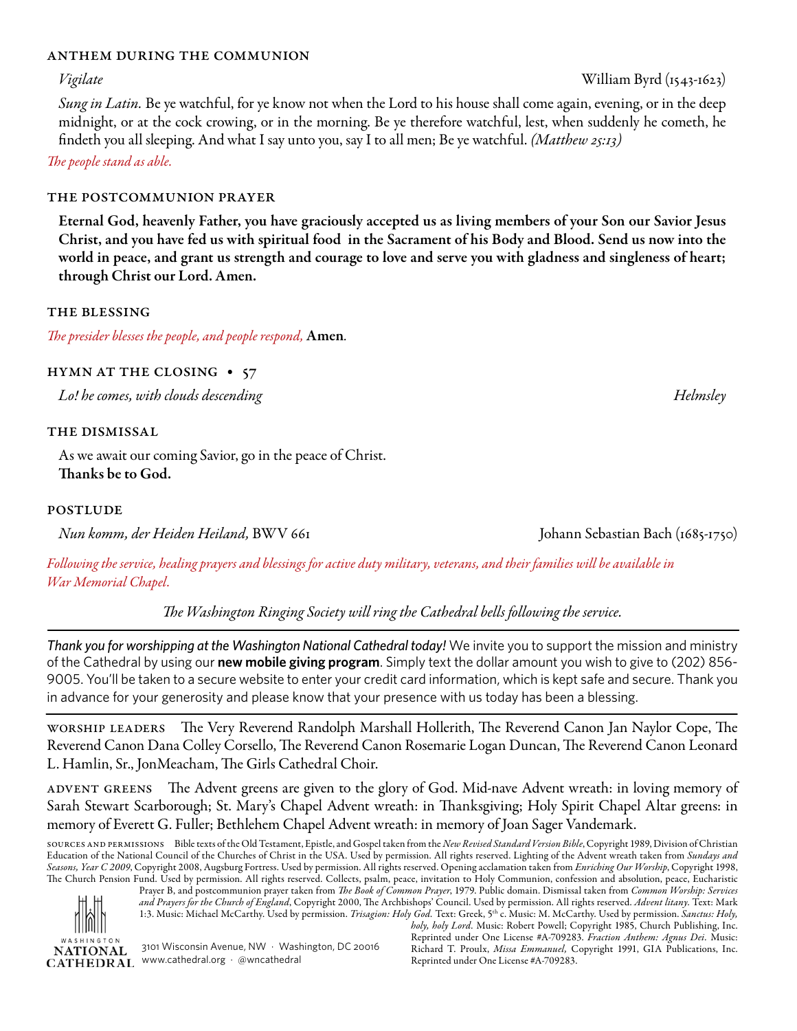### ANTHEM DURING THE COMMUNION

*Vigilate* William Byrd (1543-1623)

*Sung in Latin.* Be ye watchful, for ye know not when the Lord to his house shall come again, evening, or in the deep midnight, or at the cock crowing, or in the morning. Be ye therefore watchful, lest, when suddenly he cometh, he findeth you all sleeping. And what I say unto you, say I to all men; Be ye watchful. *(Matthew 25:13)*

*The people stand as able.*

### THE POSTCOMMUNION PRAYER

**Eternal God, heavenly Father, you have graciously accepted us as living members of your Son our Savior Jesus Christ, and you have fed us with spiritual food in the Sacrament of his Body and Blood. Send us now into the world in peace, and grant us strength and courage to love and serve you with gladness and singleness of heart; through Christ our Lord. Amen.**

### THE BLESSING

*The presider blesses the people, and people respond,* **Amen**.

### HYMN AT THE CLOSING • 57

*Lo! he comes, with clouds descending* *Helmsley*

### THE DISMISSAL

As we await our coming Savior, go in the peace of Christ.
**Thanks be to God.**

### POSTLUDE

*Nun komm, der Heiden Heiland,* BWV 661 Johann Sebastian Bach (1685-1750)

*Following the service, healing prayers and blessings for active duty military, veterans, and their families will be available in War Memorial Chapel.*

*The Washington Ringing Society will ring the Cathedral bells following the service.*

---

*Thank you for worshipping at the Washington National Cathedral today!* We invite you to support the mission and ministry of the Cathedral by using our **new mobile giving program**. Simply text the dollar amount you wish to give to (202) 856-9005. You'll be taken to a secure website to enter your credit card information, which is kept safe and secure. Thank you in advance for your generosity and please know that your presence with us today has been a blessing.

---

WORSHIP LEADERS The Very Reverend Randolph Marshall Hollerith, The Reverend Canon Jan Naylor Cope, The Reverend Canon Dana Colley Corsello, The Reverend Canon Rosemarie Logan Duncan, The Reverend Canon Leonard L. Hamlin, Sr., JonMeacham, The Girls Cathedral Choir.

ADVENT GREENS The Advent greens are given to the glory of God. Mid-nave Advent wreath: in loving memory of Sarah Stewart Scarborough; St. Mary's Chapel Advent wreath: in Thanksgiving; Holy Spirit Chapel Altar greens: in memory of Everett G. Fuller; Bethlehem Chapel Advent wreath: in memory of Joan Sager Vandemark.

SOURCES AND PERMISSIONS Bible texts of the Old Testament, Epistle, and Gospel taken from the *New Revised Standard Version Bible*, Copyright 1989, Division of Christian Education of the National Council of the Churches of Christ in the USA. Used by permission. All rights reserved. Lighting of the Advent wreath taken from *Sundays and Seasons, Year C 2009*, Copyright 2008, Augsburg Fortress. Used by permission. All rights reserved. Opening acclamation taken from *Enriching Our Worship*, Copyright 1998, The Church Pension Fund. Used by permission. All rights reserved. Collects, psalm, peace, invitation to Holy Communion, confession and absolution, peace, Eucharistic Prayer B, and postcommunion prayer taken from *The Book of Common Prayer*, 1979. Public domain. Dismissal taken from *Common Worship: Services and Prayers for the Church of England*, Copyright 2000, The Archbishops' Council. Used by permission. All rights reserved. *Advent litany.* Text: Mark 1:3. Music: Michael McCarthy. Used by permission. *Trisagion: Holy God.* Text: Greek, 5th c. Music: M. McCarthy. Used by permission. *Sanctus: Holy, holy, holy Lord*. Music: Robert Powell; Copyright 1985, Church Publishing, Inc. Reprinted under One License #A-709283. *Fraction Anthem: Agnus Dei*. Music: Richard T. Proulx, *Missa Emmanuel,* Copyright 1991, GIA Publications, Inc. Reprinted under One License #A-709283.

WASHINGTON NATIONAL CATHEDRAL
3101 Wisconsin Avenue, NW · Washington, DC 20016
www.cathedral.org · @wncathedral